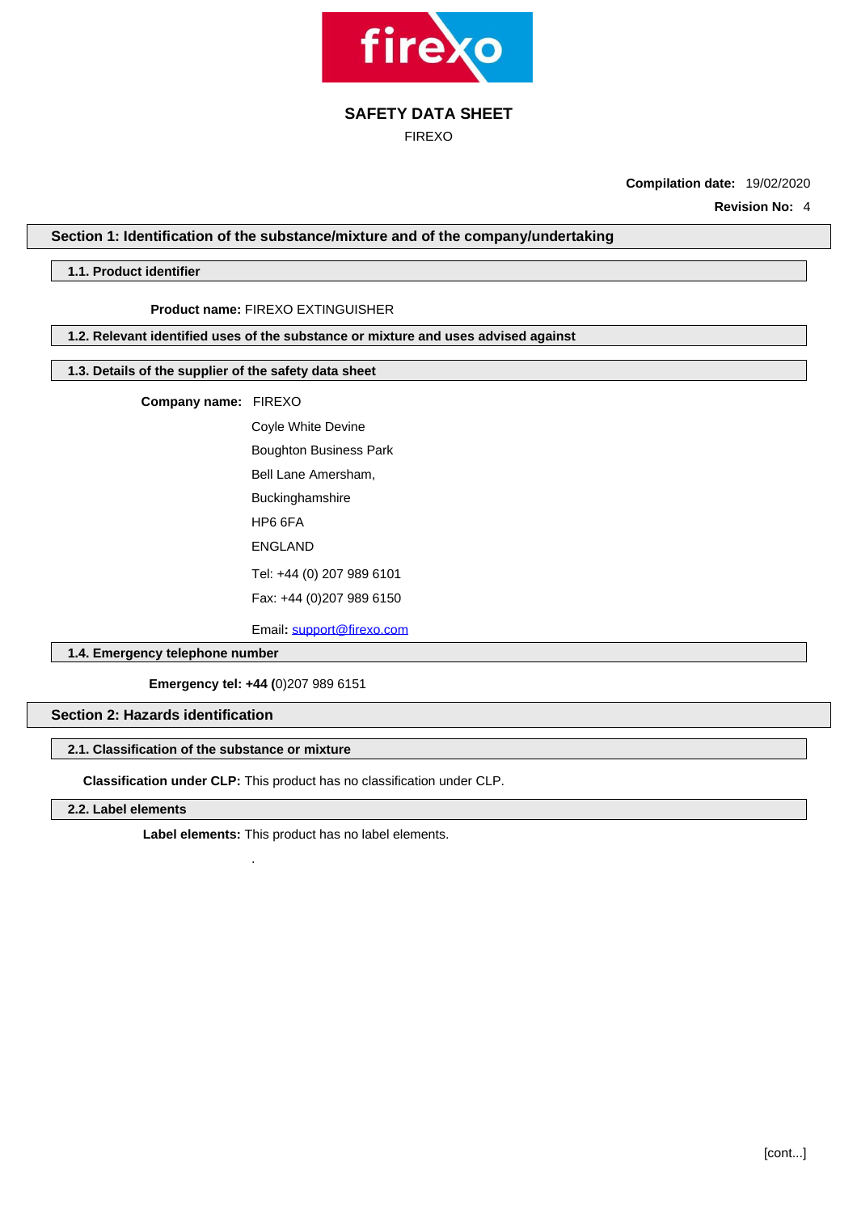# SAFETY DATA SHEET

FIREXO

**Compilation date:** 19/02/2020

**Revision No:** 4

## Section 1: Identification of the substance/mixture and of the company/undertaking

### 1.1. Product identifier

**Product name:** FIREXO EXTINGUISHER

### 1.2. Relevant identified uses of the substance or mixture and uses advised against

### 1.3. Details of the supplier of the safety data sheet

**Company name:** FIREXO

Coyle White Devine

Boughton Business Park

Bell Lane Amersham,

Buckinghamshire

HP6 6FA

ENGLAND

Tel: +44 (0) 207 989 6101

Fax: +44 (0)207 989 6150

Email**:** support@firexo.com

### 1.4. Emergency telephone number

**Emergency tel: +44 (**0)207 989 6151

## Section 2: Hazards identification

### 2.1. Classification of the substance or mixture

**Classification under CLP:** This product has no classification under CLP.

### 2.2. Label elements

**Label elements:** This product has no label elements.

.

[cont...]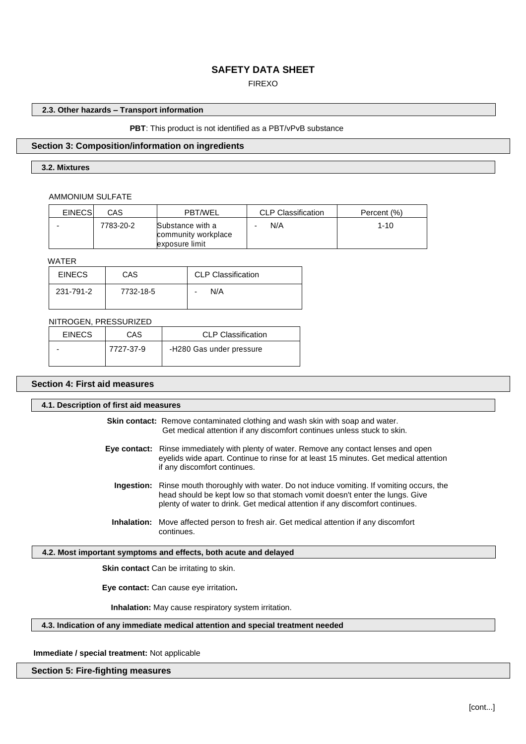**2.3. Other hazards – Transport information**

**PBT**: This product is not identified as a PBT/vPvB substance

## Section 3: Composition/information on ingredients

**3.2. Mixtures**

AMMONIUM SULFATE

| EINECS | CAS | PBT/WEL | CLP Classification | Percent (%) |
|---|---|---|---|---|
| - | 7783-20-2 | Substance with a community workplace exposure limit | - N/A | 1-10 |

WATER

| EINECS | CAS | CLP Classification |
|---|---|---|
| 231-791-2 | 7732-18-5 | - N/A |

NITROGEN, PRESSURIZED

| EINECS | CAS | CLP Classification |
|---|---|---|
| - | 7727-37-9 | -H280 Gas under pressure |

## Section 4: First aid measures

**4.1. Description of first aid measures**

**Skin contact:** Remove contaminated clothing and wash skin with soap and water. Get medical attention if any discomfort continues unless stuck to skin.

**Eye contact:** Rinse immediately with plenty of water. Remove any contact lenses and open eyelids wide apart. Continue to rinse for at least 15 minutes. Get medical attention if any discomfort continues.

**Ingestion:** Rinse mouth thoroughly with water. Do not induce vomiting. If vomiting occurs, the head should be kept low so that stomach vomit doesn't enter the lungs. Give plenty of water to drink. Get medical attention if any discomfort continues.

**Inhalation:** Move affected person to fresh air. Get medical attention if any discomfort continues.

**4.2. Most important symptoms and effects, both acute and delayed**

**Skin contact** Can be irritating to skin.

**Eye contact:** Can cause eye irritation**.**

**Inhalation:** May cause respiratory system irritation.

**4.3. Indication of any immediate medical attention and special treatment needed**

**Immediate / special treatment:** Not applicable

## Section 5: Fire-fighting measures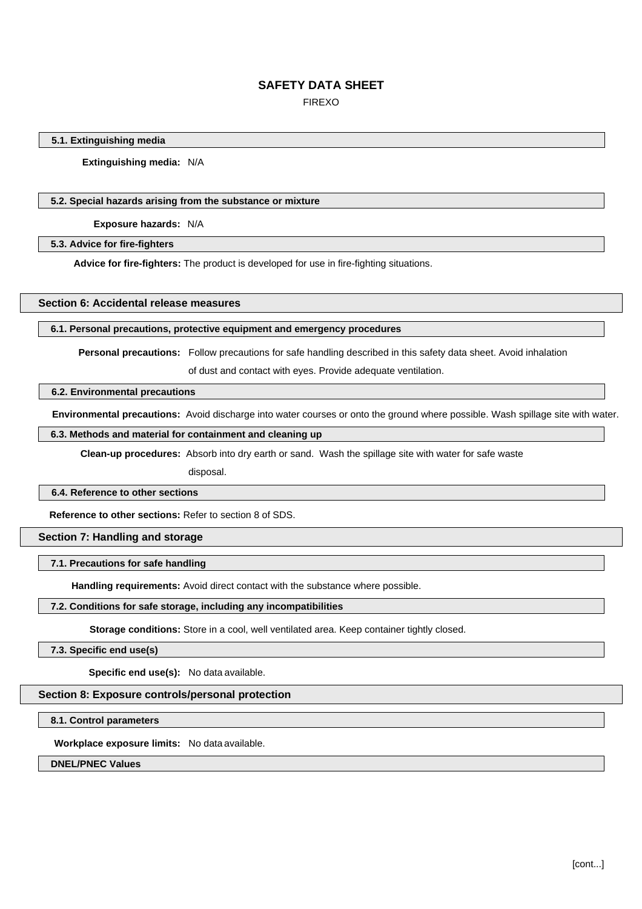### 5.1. Extinguishing media

**Extinguishing media:** N/A

### 5.2. Special hazards arising from the substance or mixture

**Exposure hazards:** N/A

### 5.3. Advice for fire-fighters

**Advice for fire-fighters:** The product is developed for use in fire-fighting situations.

## Section 6: Accidental release measures

### 6.1. Personal precautions, protective equipment and emergency procedures

**Personal precautions:** Follow precautions for safe handling described in this safety data sheet. Avoid inhalation of dust and contact with eyes. Provide adequate ventilation.

### 6.2. Environmental precautions

**Environmental precautions:** Avoid discharge into water courses or onto the ground where possible. Wash spillage site with water.

### 6.3. Methods and material for containment and cleaning up

**Clean-up procedures:** Absorb into dry earth or sand. Wash the spillage site with water for safe waste disposal.

### 6.4. Reference to other sections

**Reference to other sections:** Refer to section 8 of SDS.

## Section 7: Handling and storage

### 7.1. Precautions for safe handling

**Handling requirements:** Avoid direct contact with the substance where possible.

### 7.2. Conditions for safe storage, including any incompatibilities

**Storage conditions:** Store in a cool, well ventilated area. Keep container tightly closed.

### 7.3. Specific end use(s)

**Specific end use(s):** No data available.

## Section 8: Exposure controls/personal protection

### 8.1. Control parameters

**Workplace exposure limits:** No data available.

### DNEL/PNEC Values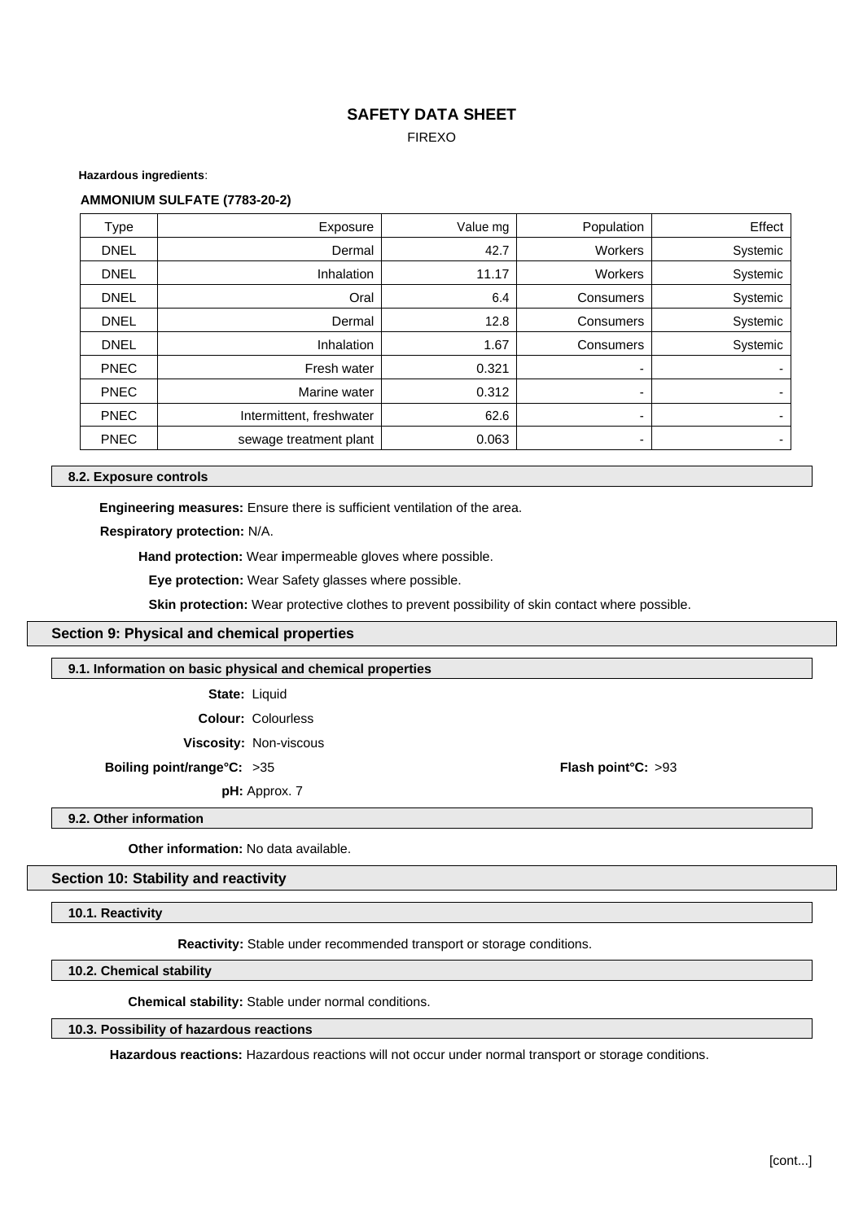**Hazardous ingredients**:

**AMMONIUM SULFATE (7783-20-2)**

| Type | Exposure | Value mg | Population | Effect |
|---|---|---|---|---|
| DNEL | Dermal | 42.7 | Workers | Systemic |
| DNEL | Inhalation | 11.17 | Workers | Systemic |
| DNEL | Oral | 6.4 | Consumers | Systemic |
| DNEL | Dermal | 12.8 | Consumers | Systemic |
| DNEL | Inhalation | 1.67 | Consumers | Systemic |
| PNEC | Fresh water | 0.321 | - | - |
| PNEC | Marine water | 0.312 | - | - |
| PNEC | Intermittent, freshwater | 62.6 | - | - |
| PNEC | sewage treatment plant | 0.063 | - | - |

### 8.2. Exposure controls

**Engineering measures:** Ensure there is sufficient ventilation of the area.

**Respiratory protection:** N/A.

**Hand protection:** Wear impermeable gloves where possible.

**Eye protection:** Wear Safety glasses where possible.

**Skin protection:** Wear protective clothes to prevent possibility of skin contact where possible.

## Section 9: Physical and chemical properties

### 9.1. Information on basic physical and chemical properties

**State:** Liquid

**Colour:** Colourless

**Viscosity:** Non-viscous

**Boiling point/range°C:** >35

**Flash point°C:** >93

**pH:** Approx. 7

### 9.2. Other information

**Other information:** No data available.

## Section 10: Stability and reactivity

### 10.1. Reactivity

**Reactivity:** Stable under recommended transport or storage conditions.

### 10.2. Chemical stability

**Chemical stability:** Stable under normal conditions.

### 10.3. Possibility of hazardous reactions

**Hazardous reactions:** Hazardous reactions will not occur under normal transport or storage conditions.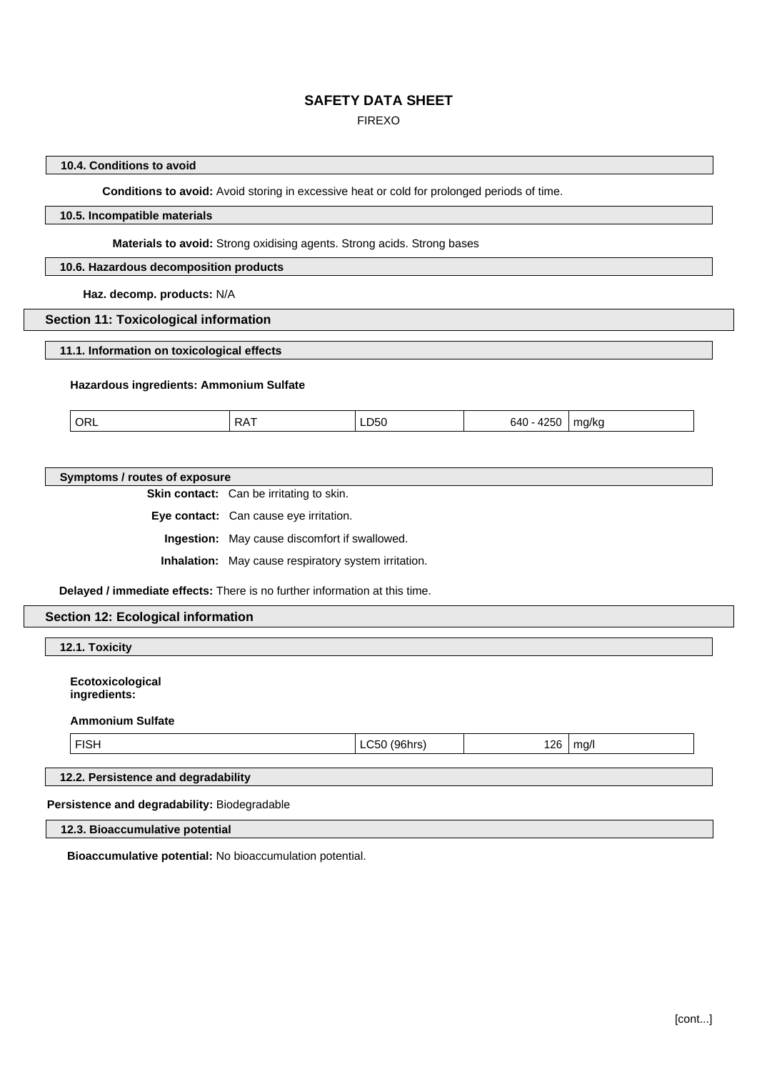#### 10.4. Conditions to avoid

**Conditions to avoid:** Avoid storing in excessive heat or cold for prolonged periods of time.

#### 10.5. Incompatible materials

**Materials to avoid:** Strong oxidising agents. Strong acids. Strong bases

#### 10.6. Hazardous decomposition products

**Haz. decomp. products:** N/A

## Section 11: Toxicological information

#### 11.1. Information on toxicological effects

**Hazardous ingredients: Ammonium Sulfate**

| ORL | RAT | LD50 | 640 - 4250 | mg/kg |
|---|---|---|---|---|

#### Symptoms / routes of exposure

**Skin contact:** Can be irritating to skin.

**Eye contact:** Can cause eye irritation.

**Ingestion:** May cause discomfort if swallowed.

**Inhalation:** May cause respiratory system irritation.

**Delayed / immediate effects:** There is no further information at this time.

## Section 12: Ecological information

#### 12.1. Toxicity

**Ecotoxicological ingredients:**

**Ammonium Sulfate**

| FISH | LC50 (96hrs) | 126 | mg/l |
|---|---|---|---|

#### 12.2. Persistence and degradability

**Persistence and degradability:** Biodegradable

#### 12.3. Bioaccumulative potential

**Bioaccumulative potential:** No bioaccumulation potential.

[cont...]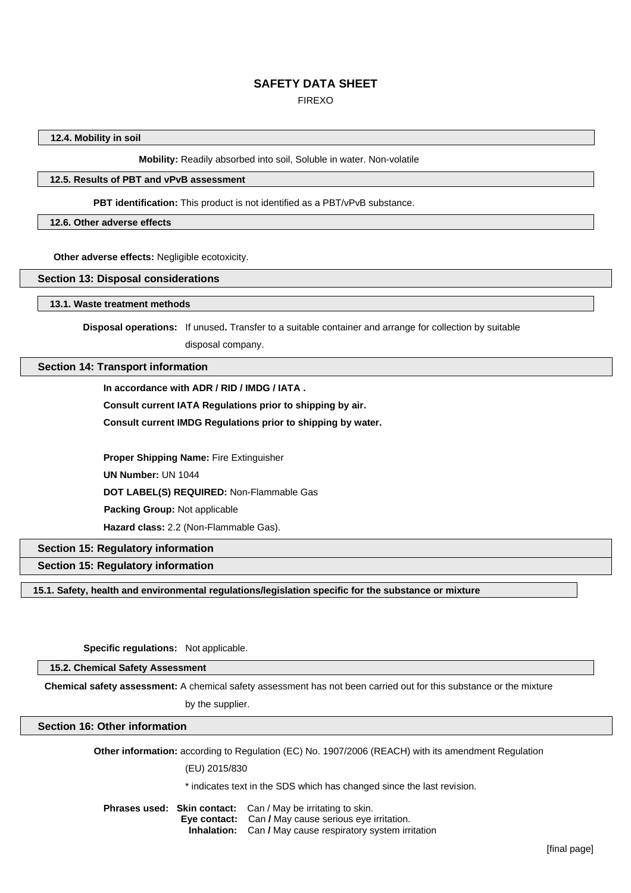### 12.4. Mobility in soil

**Mobility:** Readily absorbed into soil, Soluble in water. Non-volatile

### 12.5. Results of PBT and vPvB assessment

**PBT identification:** This product is not identified as a PBT/vPvB substance.

### 12.6. Other adverse effects

**Other adverse effects:** Negligible ecotoxicity.

## Section 13: Disposal considerations

### 13.1. Waste treatment methods

**Disposal operations:** If unused**.** Transfer to a suitable container and arrange for collection by suitable disposal company.

## Section 14: Transport information

**In accordance with ADR / RID / IMDG / IATA .**

**Consult current IATA Regulations prior to shipping by air.**

**Consult current IMDG Regulations prior to shipping by water.**

**Proper Shipping Name:** Fire Extinguisher

**UN Number:** UN 1044

**DOT LABEL(S) REQUIRED:** Non-Flammable Gas

**Packing Group:** Not applicable

**Hazard class:** 2.2 (Non-Flammable Gas).

## Section 15: Regulatory information

## Section 15: Regulatory information

### 15.1. Safety, health and environmental regulations/legislation specific for the substance or mixture

**Specific regulations:** Not applicable.

### 15.2. Chemical Safety Assessment

**Chemical safety assessment:** A chemical safety assessment has not been carried out for this substance or the mixture by the supplier.

## Section 16: Other information

**Other information:** according to Regulation (EC) No. 1907/2006 (REACH) with its amendment Regulation (EU) 2015/830

* indicates text in the SDS which has changed since the last revision.

**Phrases used:**
**Skin contact:** Can / May be irritating to skin.
**Eye contact:** Can **/** May cause serious eye irritation.
**Inhalation:** Can **/** May cause respiratory system irritation

[final page]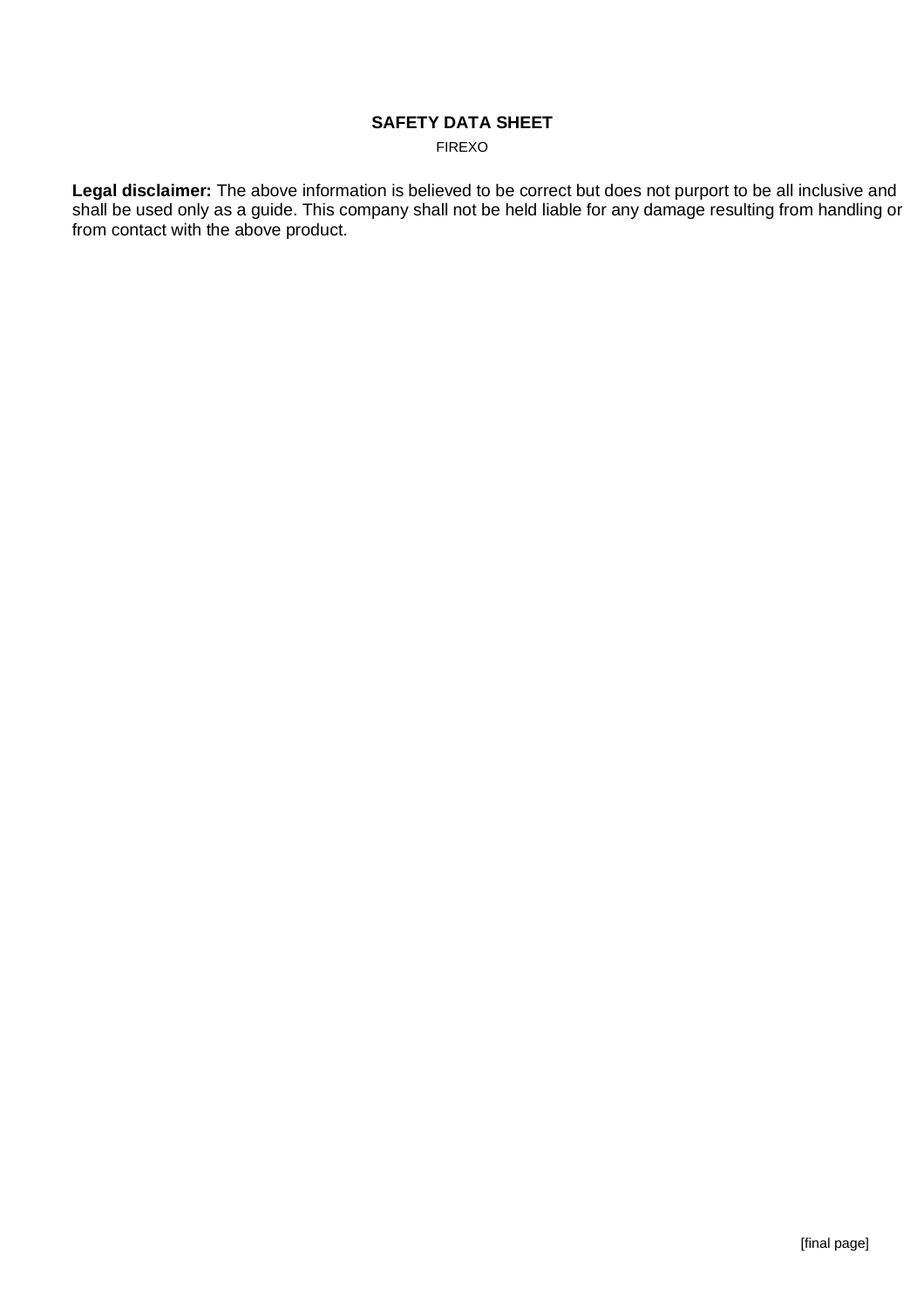**Legal disclaimer:** The above information is believed to be correct but does not purport to be all inclusive and shall be used only as a guide. This company shall not be held liable for any damage resulting from handling or from contact with the above product.